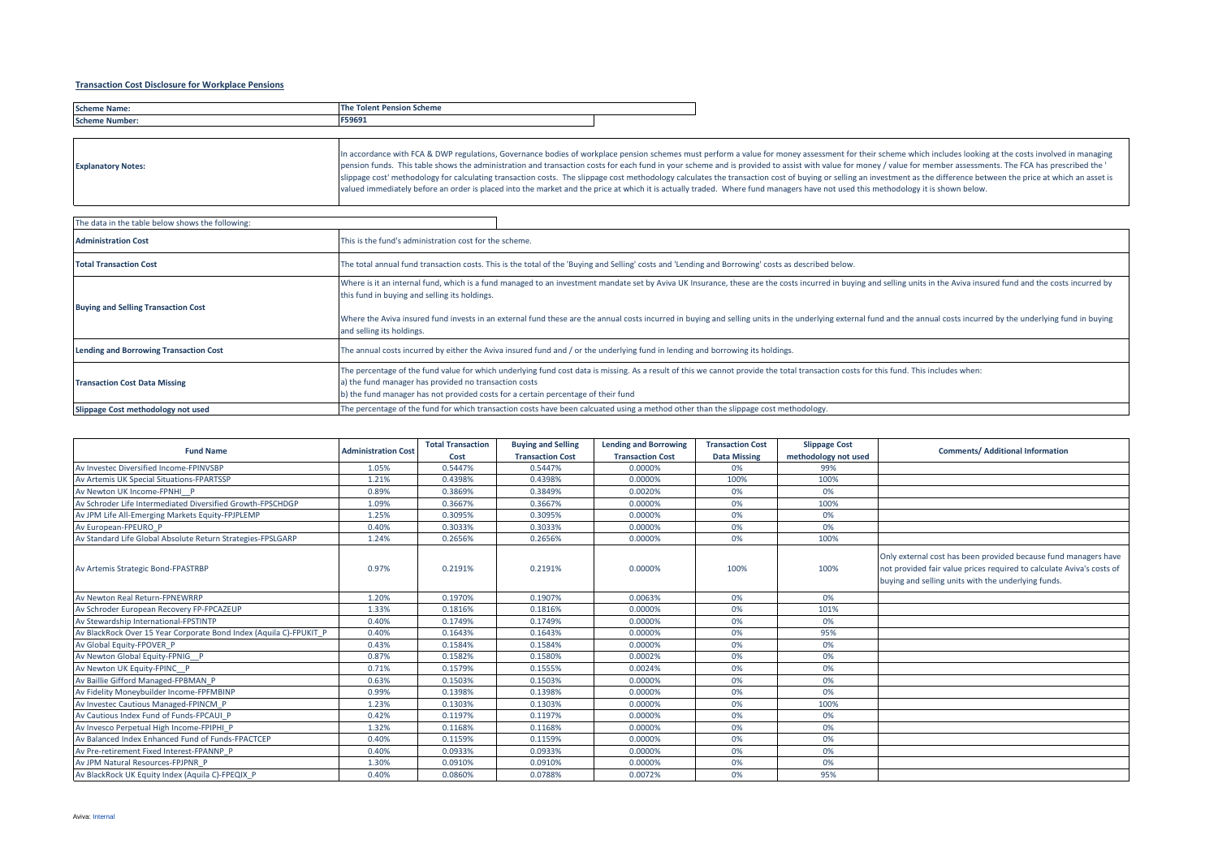## Transaction Cost Disclosure for Workplace Pensions

| | |
|---|---|
| **Scheme Name:** | **The Tolent Pension Scheme** |
| **Scheme Number:** | **F59691** |

| | |
|---|---|
| **Explanatory Notes:** | In accordance with FCA & DWP regulations, Governance bodies of workplace pension schemes must perform a value for money assessment for their scheme which includes looking at the costs involved in managing pension funds. This table shows the administration and transaction costs for each fund in your scheme and is provided to assist with value for money / value for member assessments. The FCA has prescribed the 'slippage cost' methodology for calculating transaction costs. The slippage cost methodology calculates the transaction cost of buying or selling an investment as the difference between the price at which an asset is valued immediately before an order is placed into the market and the price at which it is actually traded. Where fund managers have not used this methodology it is shown below. |

| The data in the table below shows the following: | |
|---|---|
| **Administration Cost** | This is the fund's administration cost for the scheme. |
| **Total Transaction Cost** | The total annual fund transaction costs. This is the total of the 'Buying and Selling' costs and 'Lending and Borrowing' costs as described below. |
| **Buying and Selling Transaction Cost** | Where is it an internal fund, which is a fund managed to an investment mandate set by Aviva UK Insurance, these are the costs incurred in buying and selling units in the Aviva insured fund and the costs incurred by this fund in buying and selling its holdings.<br><br>Where the Aviva insured fund invests in an external fund these are the annual costs incurred in buying and selling units in the underlying external fund and the annual costs incurred by the underlying fund in buying and selling its holdings. |
| **Lending and Borrowing Transaction Cost** | The annual costs incurred by either the Aviva insured fund and / or the underlying fund in lending and borrowing its holdings. |
| **Transaction Cost Data Missing** | The percentage of the fund value for which underlying fund cost data is missing. As a result of this we cannot provide the total transaction costs for this fund. This includes when:<br>a) the fund manager has provided no transaction costs<br>b) the fund manager has not provided costs for a certain percentage of their fund |
| **Slippage Cost methodology not used** | The percentage of the fund for which transaction costs have been calcuated using a method other than the slippage cost methodology. |

| Fund Name | Administration Cost | Total Transaction Cost | Buying and Selling Transaction Cost | Lending and Borrowing Transaction Cost | Transaction Cost Data Missing | Slippage Cost methodology not used | Comments/ Additional Information |
|---|---|---|---|---|---|---|---|
| Av Investec Diversified Income-FPINVSBP | 1.05% | 0.5447% | 0.5447% | 0.0000% | 0% | 99% | |
| Av Artemis UK Special Situations-FPARTSSP | 1.21% | 0.4398% | 0.4398% | 0.0000% | 100% | 100% | |
| Av Newton UK Income-FPNHI__P | 0.89% | 0.3869% | 0.3849% | 0.0020% | 0% | 0% | |
| Av Schroder Life Intermediated Diversified Growth-FPSCHDGP | 1.09% | 0.3667% | 0.3667% | 0.0000% | 0% | 100% | |
| Av JPM Life All-Emerging Markets Equity-FPJPLEMP | 1.25% | 0.3095% | 0.3095% | 0.0000% | 0% | 0% | |
| Av European-FPEURO_P | 0.40% | 0.3033% | 0.3033% | 0.0000% | 0% | 0% | |
| Av Standard Life Global Absolute Return Strategies-FPSLGARP | 1.24% | 0.2656% | 0.2656% | 0.0000% | 0% | 100% | |
| Av Artemis Strategic Bond-FPASTRBP | 0.97% | 0.2191% | 0.2191% | 0.0000% | 100% | 100% | Only external cost has been provided because fund managers have not provided fair value prices required to calculate Aviva's costs of buying and selling units with the underlying funds. |
| Av Newton Real Return-FPNEWRRP | 1.20% | 0.1970% | 0.1907% | 0.0063% | 0% | 0% | |
| Av Schroder European Recovery FP-FPCAZEUP | 1.33% | 0.1816% | 0.1816% | 0.0000% | 0% | 101% | |
| Av Stewardship International-FPSTINTP | 0.40% | 0.1749% | 0.1749% | 0.0000% | 0% | 0% | |
| Av BlackRock Over 15 Year Corporate Bond Index (Aquila C)-FPUKIT_P | 0.40% | 0.1643% | 0.1643% | 0.0000% | 0% | 95% | |
| Av Global Equity-FPOVER_P | 0.43% | 0.1584% | 0.1584% | 0.0000% | 0% | 0% | |
| Av Newton Global Equity-FPNIG__P | 0.87% | 0.1582% | 0.1580% | 0.0002% | 0% | 0% | |
| Av Newton UK Equity-FPINC__P | 0.71% | 0.1579% | 0.1555% | 0.0024% | 0% | 0% | |
| Av Baillie Gifford Managed-FPBMAN_P | 0.63% | 0.1503% | 0.1503% | 0.0000% | 0% | 0% | |
| Av Fidelity Moneybuilder Income-FPFMBINP | 0.99% | 0.1398% | 0.1398% | 0.0000% | 0% | 0% | |
| Av Investec Cautious Managed-FPINCM_P | 1.23% | 0.1303% | 0.1303% | 0.0000% | 0% | 100% | |
| Av Cautious Index Fund of Funds-FPCAUI_P | 0.42% | 0.1197% | 0.1197% | 0.0000% | 0% | 0% | |
| Av Invesco Perpetual High Income-FPIPHI_P | 1.32% | 0.1168% | 0.1168% | 0.0000% | 0% | 0% | |
| Av Balanced Index Enhanced Fund of Funds-FPACTCEP | 0.40% | 0.1159% | 0.1159% | 0.0000% | 0% | 0% | |
| Av Pre-retirement Fixed Interest-FPANNP_P | 0.40% | 0.0933% | 0.0933% | 0.0000% | 0% | 0% | |
| Av JPM Natural Resources-FPJPNR_P | 1.30% | 0.0910% | 0.0910% | 0.0000% | 0% | 0% | |
| Av BlackRock UK Equity Index (Aquila C)-FPEQIX_P | 0.40% | 0.0860% | 0.0788% | 0.0072% | 0% | 95% | |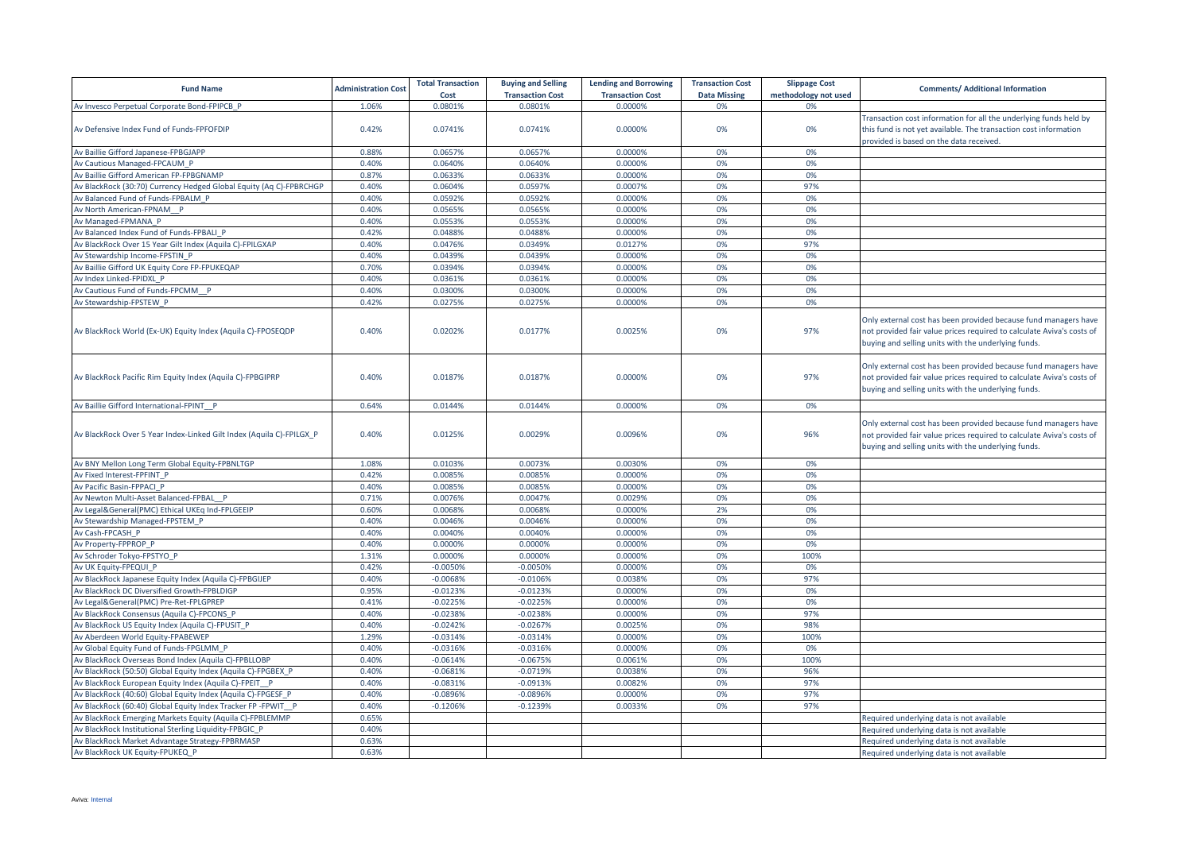| Fund Name | Administration Cost | Total Transaction Cost | Buying and Selling Transaction Cost | Lending and Borrowing Transaction Cost | Transaction Cost Data Missing | Slippage Cost methodology not used | Comments/ Additional Information |
|---|---|---|---|---|---|---|---|
| Av Invesco Perpetual Corporate Bond-FPIPCB_P | 1.06% | 0.0801% | 0.0801% | 0.0000% | 0% | 0% | |
| Av Defensive Index Fund of Funds-FPFOFDIP | 0.42% | 0.0741% | 0.0741% | 0.0000% | 0% | 0% | Transaction cost information for all the underlying funds held by this fund is not yet available. The transaction cost information provided is based on the data received. |
| Av Baillie Gifford Japanese-FPBGJAPP | 0.88% | 0.0657% | 0.0657% | 0.0000% | 0% | 0% | |
| Av Cautious Managed-FPCAUM_P | 0.40% | 0.0640% | 0.0640% | 0.0000% | 0% | 0% | |
| Av Baillie Gifford American FP-FPBGNAMP | 0.87% | 0.0633% | 0.0633% | 0.0000% | 0% | 0% | |
| Av BlackRock (30:70) Currency Hedged Global Equity (Aq C)-FPBRCHGP | 0.40% | 0.0604% | 0.0597% | 0.0007% | 0% | 97% | |
| Av Balanced Fund of Funds-FPBALM_P | 0.40% | 0.0592% | 0.0592% | 0.0000% | 0% | 0% | |
| Av North American-FPNAM__P | 0.40% | 0.0565% | 0.0565% | 0.0000% | 0% | 0% | |
| Av Managed-FPMANA_P | 0.40% | 0.0553% | 0.0553% | 0.0000% | 0% | 0% | |
| Av Balanced Index Fund of Funds-FPBALI_P | 0.42% | 0.0488% | 0.0488% | 0.0000% | 0% | 0% | |
| Av BlackRock Over 15 Year Gilt Index (Aquila C)-FPILGXAP | 0.40% | 0.0476% | 0.0349% | 0.0127% | 0% | 97% | |
| Av Stewardship Income-FPSTIN_P | 0.40% | 0.0439% | 0.0439% | 0.0000% | 0% | 0% | |
| Av Baillie Gifford UK Equity Core FP-FPUKEQAP | 0.70% | 0.0394% | 0.0394% | 0.0000% | 0% | 0% | |
| Av Index Linked-FPIDXL_P | 0.40% | 0.0361% | 0.0361% | 0.0000% | 0% | 0% | |
| Av Cautious Fund of Funds-FPCMM__P | 0.40% | 0.0300% | 0.0300% | 0.0000% | 0% | 0% | |
| Av Stewardship-FPSTEW_P | 0.42% | 0.0275% | 0.0275% | 0.0000% | 0% | 0% | |
| Av BlackRock World (Ex-UK) Equity Index (Aquila C)-FPOSEQDP | 0.40% | 0.0202% | 0.0177% | 0.0025% | 0% | 97% | Only external cost has been provided because fund managers have not provided fair value prices required to calculate Aviva's costs of buying and selling units with the underlying funds. |
| Av BlackRock Pacific Rim Equity Index (Aquila C)-FPBGIPRP | 0.40% | 0.0187% | 0.0187% | 0.0000% | 0% | 97% | Only external cost has been provided because fund managers have not provided fair value prices required to calculate Aviva's costs of buying and selling units with the underlying funds. |
| Av Baillie Gifford International-FPINT__P | 0.64% | 0.0144% | 0.0144% | 0.0000% | 0% | 0% | |
| Av BlackRock Over 5 Year Index-Linked Gilt Index (Aquila C)-FPILGX_P | 0.40% | 0.0125% | 0.0029% | 0.0096% | 0% | 96% | Only external cost has been provided because fund managers have not provided fair value prices required to calculate Aviva's costs of buying and selling units with the underlying funds. |
| Av BNY Mellon Long Term Global Equity-FPBNLTGP | 1.08% | 0.0103% | 0.0073% | 0.0030% | 0% | 0% | |
| Av Fixed Interest-FPFINT_P | 0.42% | 0.0085% | 0.0085% | 0.0000% | 0% | 0% | |
| Av Pacific Basin-FPPACI_P | 0.40% | 0.0085% | 0.0085% | 0.0000% | 0% | 0% | |
| Av Newton Multi-Asset Balanced-FPBAL__P | 0.71% | 0.0076% | 0.0047% | 0.0029% | 0% | 0% | |
| Av Legal&General(PMC) Ethical UKEq Ind-FPLGEEIP | 0.60% | 0.0068% | 0.0068% | 0.0000% | 2% | 0% | |
| Av Stewardship Managed-FPSTEM_P | 0.40% | 0.0046% | 0.0046% | 0.0000% | 0% | 0% | |
| Av Cash-FPCASH_P | 0.40% | 0.0040% | 0.0040% | 0.0000% | 0% | 0% | |
| Av Property-FPPROP_P | 0.40% | 0.0000% | 0.0000% | 0.0000% | 0% | 0% | |
| Av Schroder Tokyo-FPSTYO_P | 1.31% | 0.0000% | 0.0000% | 0.0000% | 0% | 100% | |
| Av UK Equity-FPEQUI_P | 0.42% | -0.0050% | -0.0050% | 0.0000% | 0% | 0% | |
| Av BlackRock Japanese Equity Index (Aquila C)-FPBGIJEP | 0.40% | -0.0068% | -0.0106% | 0.0038% | 0% | 97% | |
| Av BlackRock DC Diversified Growth-FPBLDIGP | 0.95% | -0.0123% | -0.0123% | 0.0000% | 0% | 0% | |
| Av Legal&General(PMC) Pre-Ret-FPLGPREP | 0.41% | -0.0225% | -0.0225% | 0.0000% | 0% | 0% | |
| Av BlackRock Consensus (Aquila C)-FPCONS_P | 0.40% | -0.0238% | -0.0238% | 0.0000% | 0% | 97% | |
| Av BlackRock US Equity Index (Aquila C)-FPUSIT_P | 0.40% | -0.0242% | -0.0267% | 0.0025% | 0% | 98% | |
| Av Aberdeen World Equity-FPABEWEP | 1.29% | -0.0314% | -0.0314% | 0.0000% | 0% | 100% | |
| Av Global Equity Fund of Funds-FPGLMM_P | 0.40% | -0.0316% | -0.0316% | 0.0000% | 0% | 0% | |
| Av BlackRock Overseas Bond Index (Aquila C)-FPBLLOBP | 0.40% | -0.0614% | -0.0675% | 0.0061% | 0% | 100% | |
| Av BlackRock (50:50) Global Equity Index (Aquila C)-FPGBEX_P | 0.40% | -0.0681% | -0.0719% | 0.0038% | 0% | 96% | |
| Av BlackRock European Equity Index (Aquila C)-FPEIT__P | 0.40% | -0.0831% | -0.0913% | 0.0082% | 0% | 97% | |
| Av BlackRock (40:60) Global Equity Index (Aquila C)-FPGESF_P | 0.40% | -0.0896% | -0.0896% | 0.0000% | 0% | 97% | |
| Av BlackRock (60:40) Global Equity Index Tracker FP -FPWIT__P | 0.40% | -0.1206% | -0.1239% | 0.0033% | 0% | 97% | |
| Av BlackRock Emerging Markets Equity (Aquila C)-FPBLEMMP | 0.65% | | | | | | Required underlying data is not available |
| Av BlackRock Institutional Sterling Liquidity-FPBGIC_P | 0.40% | | | | | | Required underlying data is not available |
| Av BlackRock Market Advantage Strategy-FPBRMASP | 0.63% | | | | | | Required underlying data is not available |
| Av BlackRock UK Equity-FPUKEQ_P | 0.63% | | | | | | Required underlying data is not available |

Aviva: Internal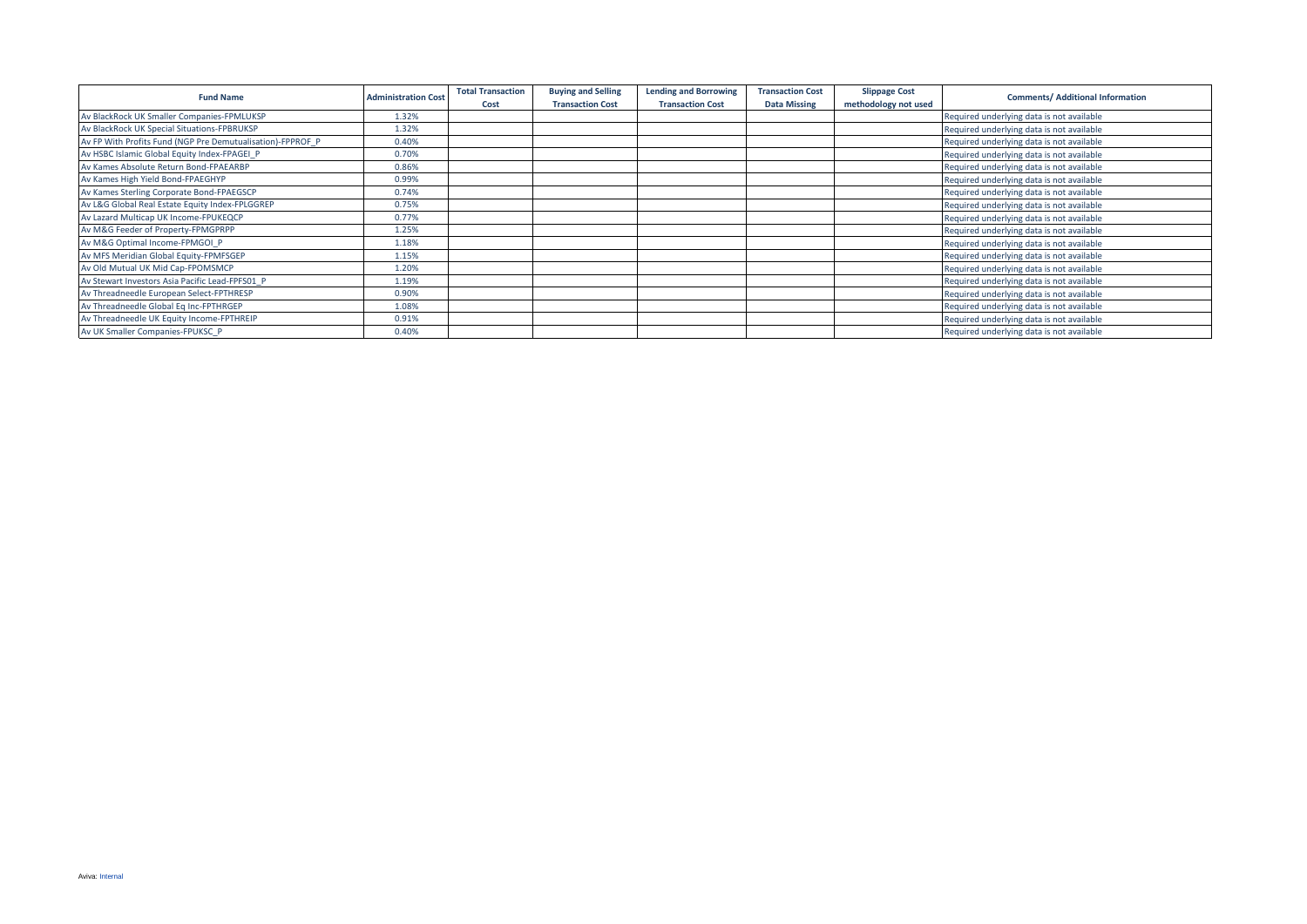| Fund Name | Administration Cost | Total Transaction Cost | Buying and Selling Transaction Cost | Lending and Borrowing Transaction Cost | Transaction Cost Data Missing | Slippage Cost methodology not used | Comments/ Additional Information |
|---|---|---|---|---|---|---|---|
| Av BlackRock UK Smaller Companies-FPMLUKSP | 1.32% | | | | | | Required underlying data is not available |
| Av BlackRock UK Special Situations-FPBRUKSP | 1.32% | | | | | | Required underlying data is not available |
| Av FP With Profits Fund (NGP Pre Demutualisation)-FPPROF_P | 0.40% | | | | | | Required underlying data is not available |
| Av HSBC Islamic Global Equity Index-FPAGEI_P | 0.70% | | | | | | Required underlying data is not available |
| Av Kames Absolute Return Bond-FPAEARBP | 0.86% | | | | | | Required underlying data is not available |
| Av Kames High Yield Bond-FPAEGHYP | 0.99% | | | | | | Required underlying data is not available |
| Av Kames Sterling Corporate Bond-FPAEGSCP | 0.74% | | | | | | Required underlying data is not available |
| Av L&G Global Real Estate Equity Index-FPLGGREP | 0.75% | | | | | | Required underlying data is not available |
| Av Lazard Multicap UK Income-FPUKEQCP | 0.77% | | | | | | Required underlying data is not available |
| Av M&G Feeder of Property-FPMGPRPP | 1.25% | | | | | | Required underlying data is not available |
| Av M&G Optimal Income-FPMGOI_P | 1.18% | | | | | | Required underlying data is not available |
| Av MFS Meridian Global Equity-FPMFSGEP | 1.15% | | | | | | Required underlying data is not available |
| Av Old Mutual UK Mid Cap-FPOMSMCP | 1.20% | | | | | | Required underlying data is not available |
| Av Stewart Investors Asia Pacific Lead-FPFS01_P | 1.19% | | | | | | Required underlying data is not available |
| Av Threadneedle European Select-FPTHRESP | 0.90% | | | | | | Required underlying data is not available |
| Av Threadneedle Global Eq Inc-FPTHRGEP | 1.08% | | | | | | Required underlying data is not available |
| Av Threadneedle UK Equity Income-FPTHREIP | 0.91% | | | | | | Required underlying data is not available |
| Av UK Smaller Companies-FPUKSC_P | 0.40% | | | | | | Required underlying data is not available |